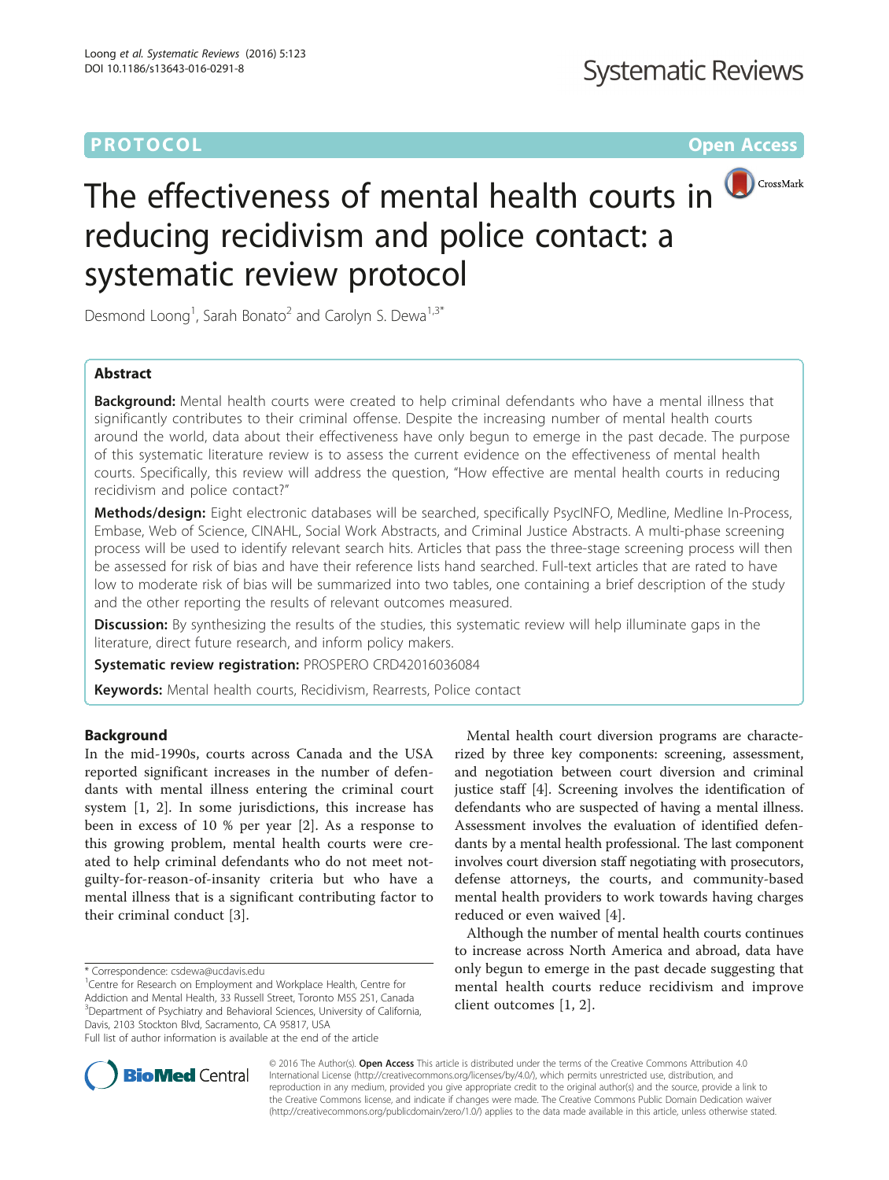PROTOCOL

Open Access

# The effectiveness of mental health courts in reducing recidivism and police contact: a systematic review protocol

Desmond Loong[1], Sarah Bonato[2] and Carolyn S. Dewa[1,3*]

## Abstract

**Background:** Mental health courts were created to help criminal defendants who have a mental illness that significantly contributes to their criminal offense. Despite the increasing number of mental health courts around the world, data about their effectiveness have only begun to emerge in the past decade. The purpose of this systematic literature review is to assess the current evidence on the effectiveness of mental health courts. Specifically, this review will address the question, "How effective are mental health courts in reducing recidivism and police contact?"

**Methods/design:** Eight electronic databases will be searched, specifically PsycINFO, Medline, Medline In-Process, Embase, Web of Science, CINAHL, Social Work Abstracts, and Criminal Justice Abstracts. A multi-phase screening process will be used to identify relevant search hits. Articles that pass the three-stage screening process will then be assessed for risk of bias and have their reference lists hand searched. Full-text articles that are rated to have low to moderate risk of bias will be summarized into two tables, one containing a brief description of the study and the other reporting the results of relevant outcomes measured.

**Discussion:** By synthesizing the results of the studies, this systematic review will help illuminate gaps in the literature, direct future research, and inform policy makers.

**Systematic review registration:** PROSPERO CRD42016036084

**Keywords:** Mental health courts, Recidivism, Rearrests, Police contact

## Background

In the mid-1990s, courts across Canada and the USA reported significant increases in the number of defendants with mental illness entering the criminal court system [1, 2]. In some jurisdictions, this increase has been in excess of 10 % per year [2]. As a response to this growing problem, mental health courts were created to help criminal defendants who do not meet not-guilty-for-reason-of-insanity criteria but who have a mental illness that is a significant contributing factor to their criminal conduct [3].

Mental health court diversion programs are characterized by three key components: screening, assessment, and negotiation between court diversion and criminal justice staff [4]. Screening involves the identification of defendants who are suspected of having a mental illness. Assessment involves the evaluation of identified defendants by a mental health professional. The last component involves court diversion staff negotiating with prosecutors, defense attorneys, the courts, and community-based mental health providers to work towards having charges reduced or even waived [4].

Although the number of mental health courts continues to increase across North America and abroad, data have only begun to emerge in the past decade suggesting that mental health courts reduce recidivism and improve client outcomes [1, 2].

\* Correspondence: csdewa@ucdavis.edu

[1]Centre for Research on Employment and Workplace Health, Centre for Addiction and Mental Health, 33 Russell Street, Toronto M5S 2S1, Canada

[3]Department of Psychiatry and Behavioral Sciences, University of California, Davis, 2103 Stockton Blvd, Sacramento, CA 95817, USA

Full list of author information is available at the end of the article

© 2016 The Author(s). **Open Access** This article is distributed under the terms of the Creative Commons Attribution 4.0 International License (http://creativecommons.org/licenses/by/4.0/), which permits unrestricted use, distribution, and reproduction in any medium, provided you give appropriate credit to the original author(s) and the source, provide a link to the Creative Commons license, and indicate if changes were made. The Creative Commons Public Domain Dedication waiver (http://creativecommons.org/publicdomain/zero/1.0/) applies to the data made available in this article, unless otherwise stated.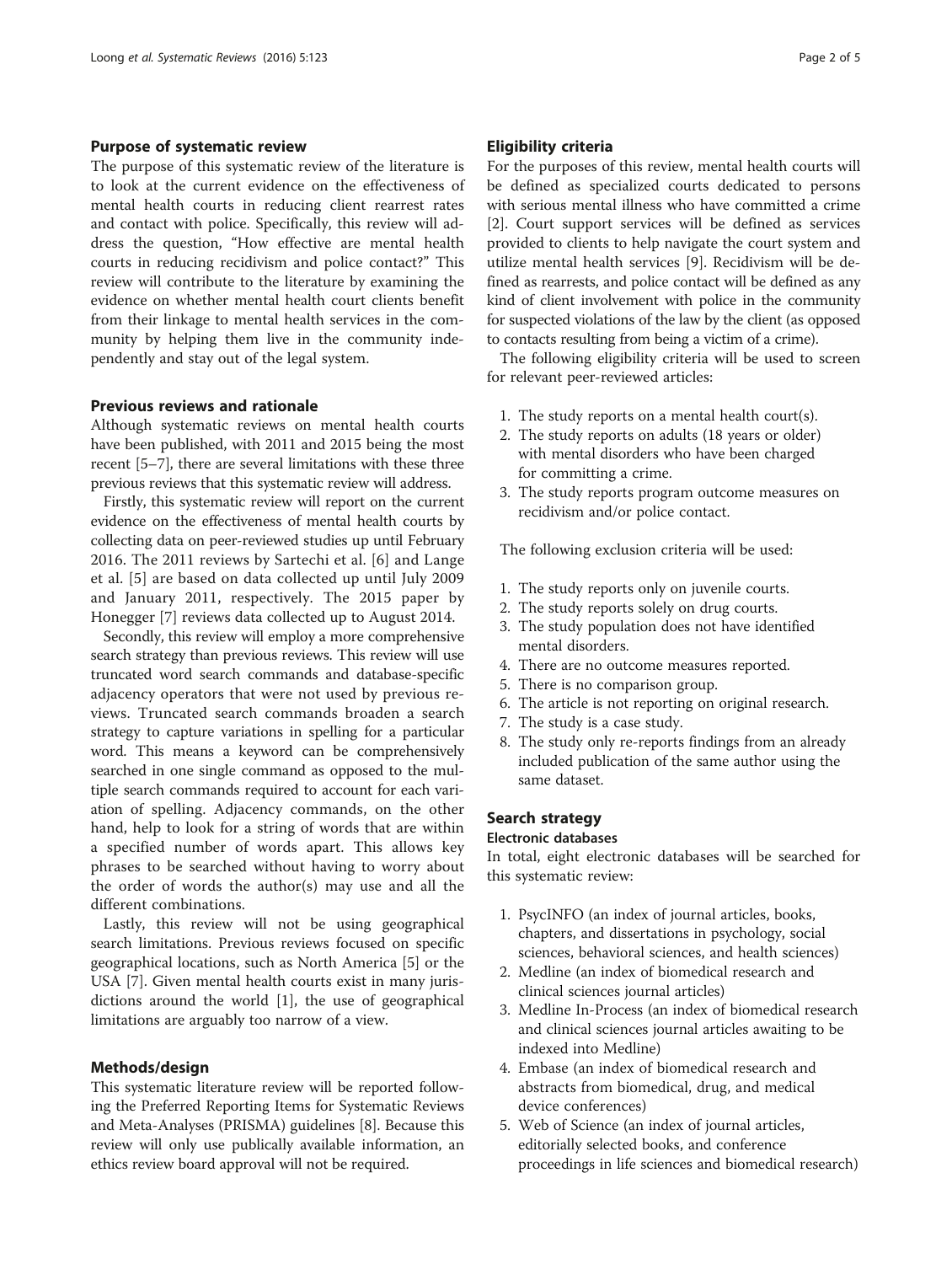## Purpose of systematic review

The purpose of this systematic review of the literature is to look at the current evidence on the effectiveness of mental health courts in reducing client rearrest rates and contact with police. Specifically, this review will address the question, "How effective are mental health courts in reducing recidivism and police contact?" This review will contribute to the literature by examining the evidence on whether mental health court clients benefit from their linkage to mental health services in the community by helping them live in the community independently and stay out of the legal system.

## Previous reviews and rationale

Although systematic reviews on mental health courts have been published, with 2011 and 2015 being the most recent [5–7], there are several limitations with these three previous reviews that this systematic review will address.

Firstly, this systematic review will report on the current evidence on the effectiveness of mental health courts by collecting data on peer-reviewed studies up until February 2016. The 2011 reviews by Sartechi et al. [6] and Lange et al. [5] are based on data collected up until July 2009 and January 2011, respectively. The 2015 paper by Honegger [7] reviews data collected up to August 2014.

Secondly, this review will employ a more comprehensive search strategy than previous reviews. This review will use truncated word search commands and database-specific adjacency operators that were not used by previous reviews. Truncated search commands broaden a search strategy to capture variations in spelling for a particular word. This means a keyword can be comprehensively searched in one single command as opposed to the multiple search commands required to account for each variation of spelling. Adjacency commands, on the other hand, help to look for a string of words that are within a specified number of words apart. This allows key phrases to be searched without having to worry about the order of words the author(s) may use and all the different combinations.

Lastly, this review will not be using geographical search limitations. Previous reviews focused on specific geographical locations, such as North America [5] or the USA [7]. Given mental health courts exist in many jurisdictions around the world [1], the use of geographical limitations are arguably too narrow of a view.

## Methods/design

This systematic literature review will be reported following the Preferred Reporting Items for Systematic Reviews and Meta-Analyses (PRISMA) guidelines [8]. Because this review will only use publically available information, an ethics review board approval will not be required.

## Eligibility criteria

For the purposes of this review, mental health courts will be defined as specialized courts dedicated to persons with serious mental illness who have committed a crime [2]. Court support services will be defined as services provided to clients to help navigate the court system and utilize mental health services [9]. Recidivism will be defined as rearrests, and police contact will be defined as any kind of client involvement with police in the community for suspected violations of the law by the client (as opposed to contacts resulting from being a victim of a crime).

The following eligibility criteria will be used to screen for relevant peer-reviewed articles:

1. The study reports on a mental health court(s).
2. The study reports on adults (18 years or older) with mental disorders who have been charged for committing a crime.
3. The study reports program outcome measures on recidivism and/or police contact.

The following exclusion criteria will be used:

1. The study reports only on juvenile courts.
2. The study reports solely on drug courts.
3. The study population does not have identified mental disorders.
4. There are no outcome measures reported.
5. There is no comparison group.
6. The article is not reporting on original research.
7. The study is a case study.
8. The study only re-reports findings from an already included publication of the same author using the same dataset.

## Search strategy

### Electronic databases

In total, eight electronic databases will be searched for this systematic review:

1. PsycINFO (an index of journal articles, books, chapters, and dissertations in psychology, social sciences, behavioral sciences, and health sciences)
2. Medline (an index of biomedical research and clinical sciences journal articles)
3. Medline In-Process (an index of biomedical research and clinical sciences journal articles awaiting to be indexed into Medline)
4. Embase (an index of biomedical research and abstracts from biomedical, drug, and medical device conferences)
5. Web of Science (an index of journal articles, editorially selected books, and conference proceedings in life sciences and biomedical research)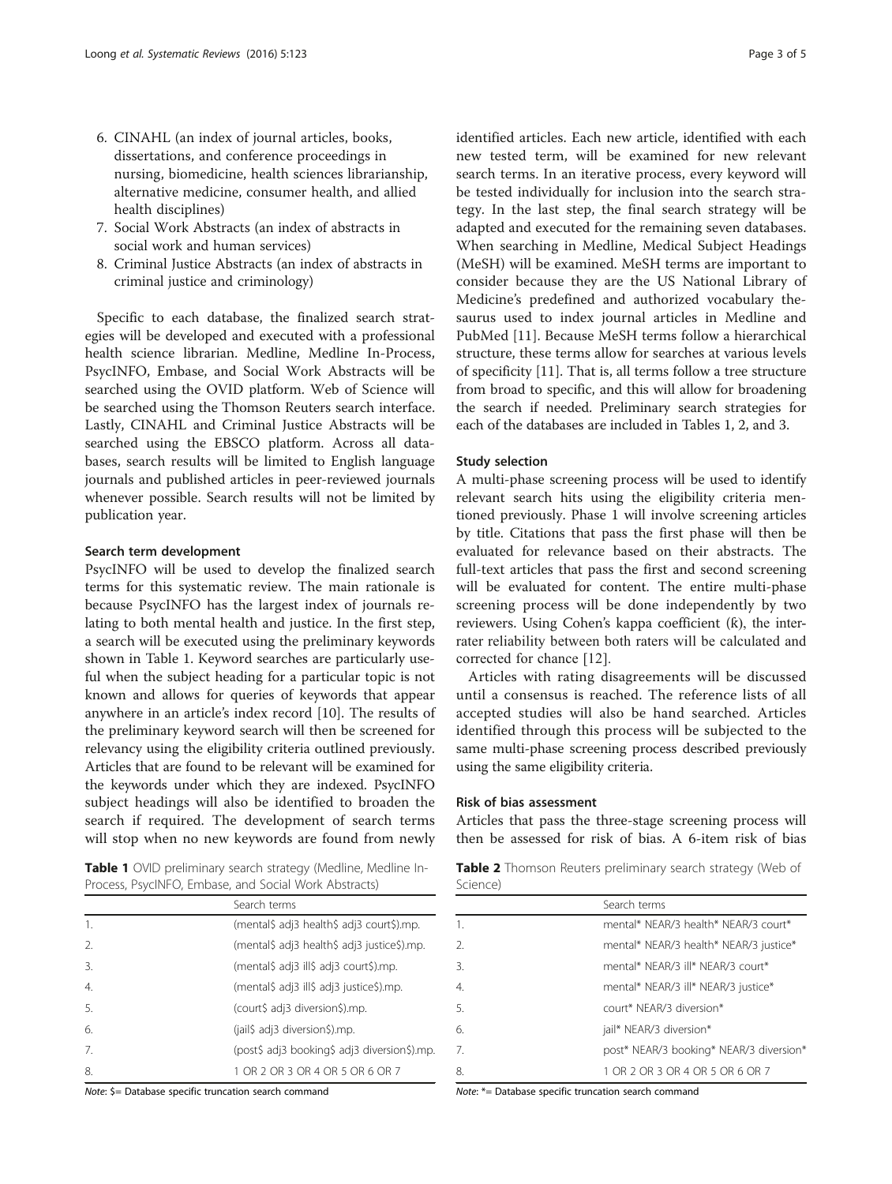6. CINAHL (an index of journal articles, books, dissertations, and conference proceedings in nursing, biomedicine, health sciences librarianship, alternative medicine, consumer health, and allied health disciplines)
7. Social Work Abstracts (an index of abstracts in social work and human services)
8. Criminal Justice Abstracts (an index of abstracts in criminal justice and criminology)

Specific to each database, the finalized search strategies will be developed and executed with a professional health science librarian. Medline, Medline In-Process, PsycINFO, Embase, and Social Work Abstracts will be searched using the OVID platform. Web of Science will be searched using the Thomson Reuters search interface. Lastly, CINAHL and Criminal Justice Abstracts will be searched using the EBSCO platform. Across all databases, search results will be limited to English language journals and published articles in peer-reviewed journals whenever possible. Search results will not be limited by publication year.

#### Search term development

PsycINFO will be used to develop the finalized search terms for this systematic review. The main rationale is because PsycINFO has the largest index of journals relating to both mental health and justice. In the first step, a search will be executed using the preliminary keywords shown in Table 1. Keyword searches are particularly useful when the subject heading for a particular topic is not known and allows for queries of keywords that appear anywhere in an article's index record [10]. The results of the preliminary keyword search will then be screened for relevancy using the eligibility criteria outlined previously. Articles that are found to be relevant will be examined for the keywords under which they are indexed. PsycINFO subject headings will also be identified to broaden the search if required. The development of search terms will stop when no new keywords are found from newly identified articles. Each new article, identified with each new tested term, will be examined for new relevant search terms. In an iterative process, every keyword will be tested individually for inclusion into the search strategy. In the last step, the final search strategy will be adapted and executed for the remaining seven databases. When searching in Medline, Medical Subject Headings (MeSH) will be examined. MeSH terms are important to consider because they are the US National Library of Medicine's predefined and authorized vocabulary thesaurus used to index journal articles in Medline and PubMed [11]. Because MeSH terms follow a hierarchical structure, these terms allow for searches at various levels of specificity [11]. That is, all terms follow a tree structure from broad to specific, and this will allow for broadening the search if needed. Preliminary search strategies for each of the databases are included in Tables 1, 2, and 3.

#### Study selection

A multi-phase screening process will be used to identify relevant search hits using the eligibility criteria mentioned previously. Phase 1 will involve screening articles by title. Citations that pass the first phase will then be evaluated for relevance based on their abstracts. The full-text articles that pass the first and second screening will be evaluated for content. The entire multi-phase screening process will be done independently by two reviewers. Using Cohen's kappa coefficient (κ), the inter-rater reliability between both raters will be calculated and corrected for chance [12].

Articles with rating disagreements will be discussed until a consensus is reached. The reference lists of all accepted studies will also be hand searched. Articles identified through this process will be subjected to the same multi-phase screening process described previously using the same eligibility criteria.

#### Risk of bias assessment

Articles that pass the three-stage screening process will then be assessed for risk of bias. A 6-item risk of bias

**Table 1** OVID preliminary search strategy (Medline, Medline In-Process, PsycINFO, Embase, and Social Work Abstracts)

| | Search terms |
|---|---|
| 1. | (mental$ adj3 health$ adj3 court$).mp. |
| 2. | (mental$ adj3 health$ adj3 justice$).mp. |
| 3. | (mental$ adj3 ill$ adj3 court$).mp. |
| 4. | (mental$ adj3 ill$ adj3 justice$).mp. |
| 5. | (court$ adj3 diversion$).mp. |
| 6. | (jail$ adj3 diversion$).mp. |
| 7. | (post$ adj3 booking$ adj3 diversion$).mp. |
| 8. | 1 OR 2 OR 3 OR 4 OR 5 OR 6 OR 7 |

*Note*: $= Database specific truncation search command

**Table 2** Thomson Reuters preliminary search strategy (Web of Science)

| | Search terms |
|---|---|
| 1. | mental* NEAR/3 health* NEAR/3 court* |
| 2. | mental* NEAR/3 health* NEAR/3 justice* |
| 3. | mental* NEAR/3 ill* NEAR/3 court* |
| 4. | mental* NEAR/3 ill* NEAR/3 justice* |
| 5. | court* NEAR/3 diversion* |
| 6. | jail* NEAR/3 diversion* |
| 7. | post* NEAR/3 booking* NEAR/3 diversion* |
| 8. | 1 OR 2 OR 3 OR 4 OR 5 OR 6 OR 7 |

*Note*: *= Database specific truncation search command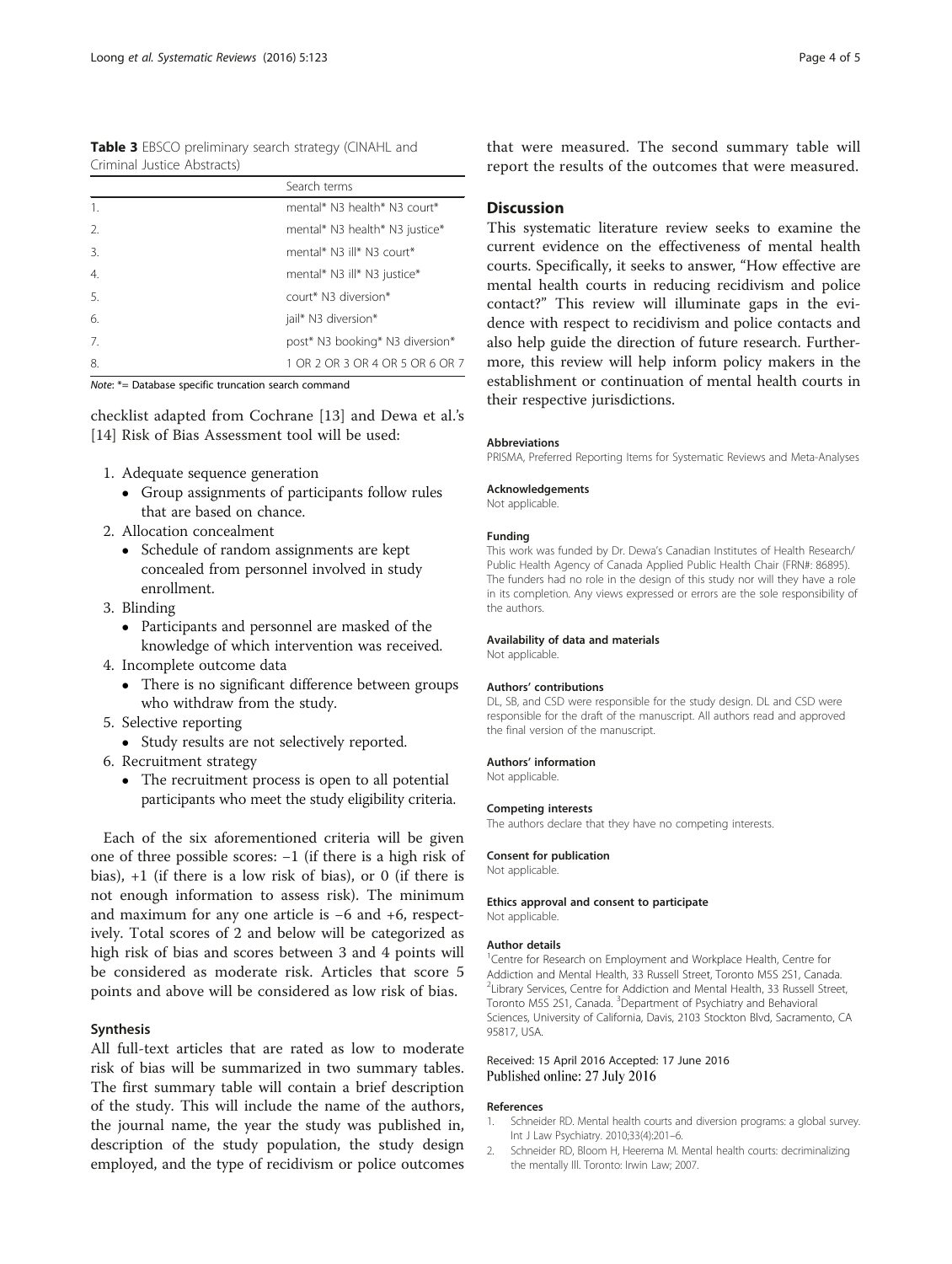**Table 3** EBSCO preliminary search strategy (CINAHL and Criminal Justice Abstracts)

| | Search terms |
|---|---|
| 1. | mental* N3 health* N3 court* |
| 2. | mental* N3 health* N3 justice* |
| 3. | mental* N3 ill* N3 court* |
| 4. | mental* N3 ill* N3 justice* |
| 5. | court* N3 diversion* |
| 6. | jail* N3 diversion* |
| 7. | post* N3 booking* N3 diversion* |
| 8. | 1 OR 2 OR 3 OR 4 OR 5 OR 6 OR 7 |

*Note*: *= Database specific truncation search command

checklist adapted from Cochrane [13] and Dewa et al.'s [14] Risk of Bias Assessment tool will be used:

1. Adequate sequence generation
   - Group assignments of participants follow rules that are based on chance.
2. Allocation concealment
   - Schedule of random assignments are kept concealed from personnel involved in study enrollment.
3. Blinding
   - Participants and personnel are masked of the knowledge of which intervention was received.
4. Incomplete outcome data
   - There is no significant difference between groups who withdraw from the study.
5. Selective reporting
   - Study results are not selectively reported.
6. Recruitment strategy
   - The recruitment process is open to all potential participants who meet the study eligibility criteria.

Each of the six aforementioned criteria will be given one of three possible scores: −1 (if there is a high risk of bias), +1 (if there is a low risk of bias), or 0 (if there is not enough information to assess risk). The minimum and maximum for any one article is −6 and +6, respectively. Total scores of 2 and below will be categorized as high risk of bias and scores between 3 and 4 points will be considered as moderate risk. Articles that score 5 points and above will be considered as low risk of bias.

### Synthesis

All full-text articles that are rated as low to moderate risk of bias will be summarized in two summary tables. The first summary table will contain a brief description of the study. This will include the name of the authors, the journal name, the year the study was published in, description of the study population, the study design employed, and the type of recidivism or police outcomes that were measured. The second summary table will report the results of the outcomes that were measured.

## Discussion

This systematic literature review seeks to examine the current evidence on the effectiveness of mental health courts. Specifically, it seeks to answer, "How effective are mental health courts in reducing recidivism and police contact?" This review will illuminate gaps in the evidence with respect to recidivism and police contacts and also help guide the direction of future research. Furthermore, this review will help inform policy makers in the establishment or continuation of mental health courts in their respective jurisdictions.

#### Abbreviations

PRISMA, Preferred Reporting Items for Systematic Reviews and Meta-Analyses

#### Acknowledgements

Not applicable.

#### Funding

This work was funded by Dr. Dewa's Canadian Institutes of Health Research/Public Health Agency of Canada Applied Public Health Chair (FRN#: 86895). The funders had no role in the design of this study nor will they have a role in its completion. Any views expressed or errors are the sole responsibility of the authors.

#### Availability of data and materials

Not applicable.

#### Authors' contributions

DL, SB, and CSD were responsible for the study design. DL and CSD were responsible for the draft of the manuscript. All authors read and approved the final version of the manuscript.

#### Authors' information

Not applicable.

#### Competing interests

The authors declare that they have no competing interests.

#### Consent for publication

Not applicable.

#### Ethics approval and consent to participate

Not applicable.

#### Author details

[1]Centre for Research on Employment and Workplace Health, Centre for Addiction and Mental Health, 33 Russell Street, Toronto M5S 2S1, Canada. [2]Library Services, Centre for Addiction and Mental Health, 33 Russell Street, Toronto M5S 2S1, Canada. [3]Department of Psychiatry and Behavioral Sciences, University of California, Davis, 2103 Stockton Blvd, Sacramento, CA 95817, USA.

Received: 15 April 2016 Accepted: 17 June 2016
Published online: 27 July 2016

#### References

1. Schneider RD. Mental health courts and diversion programs: a global survey. Int J Law Psychiatry. 2010;33(4):201–6.
2. Schneider RD, Bloom H, Heerema M. Mental health courts: decriminalizing the mentally Ill. Toronto: Irwin Law; 2007.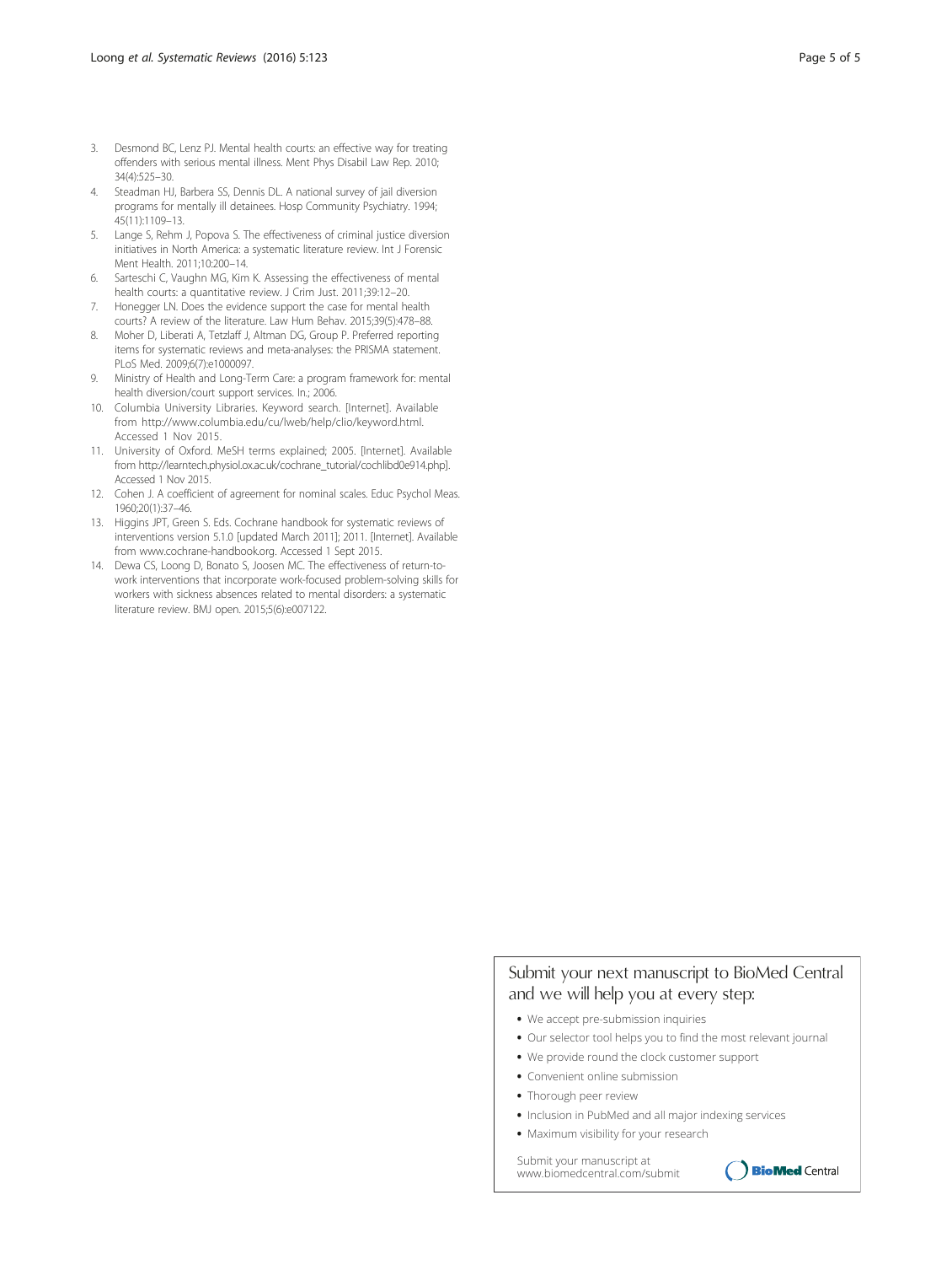3. Desmond BC, Lenz PJ. Mental health courts: an effective way for treating offenders with serious mental illness. Ment Phys Disabil Law Rep. 2010; 34(4):525–30.
4. Steadman HJ, Barbera SS, Dennis DL. A national survey of jail diversion programs for mentally ill detainees. Hosp Community Psychiatry. 1994; 45(11):1109–13.
5. Lange S, Rehm J, Popova S. The effectiveness of criminal justice diversion initiatives in North America: a systematic literature review. Int J Forensic Ment Health. 2011;10:200–14.
6. Sarteschi C, Vaughn MG, Kim K. Assessing the effectiveness of mental health courts: a quantitative review. J Crim Just. 2011;39:12–20.
7. Honegger LN. Does the evidence support the case for mental health courts? A review of the literature. Law Hum Behav. 2015;39(5):478–88.
8. Moher D, Liberati A, Tetzlaff J, Altman DG, Group P. Preferred reporting items for systematic reviews and meta-analyses: the PRISMA statement. PLoS Med. 2009;6(7):e1000097.
9. Ministry of Health and Long-Term Care: a program framework for: mental health diversion/court support services. In.; 2006.
10. Columbia University Libraries. Keyword search. [Internet]. Available from http://www.columbia.edu/cu/lweb/help/clio/keyword.html. Accessed 1 Nov 2015.
11. University of Oxford. MeSH terms explained; 2005. [Internet]. Available from http://learntech.physiol.ox.ac.uk/cochrane_tutorial/cochlibd0e914.php]. Accessed 1 Nov 2015.
12. Cohen J. A coefficient of agreement for nominal scales. Educ Psychol Meas. 1960;20(1):37–46.
13. Higgins JPT, Green S. Eds. Cochrane handbook for systematic reviews of interventions version 5.1.0 [updated March 2011]; 2011. [Internet]. Available from www.cochrane-handbook.org. Accessed 1 Sept 2015.
14. Dewa CS, Loong D, Bonato S, Joosen MC. The effectiveness of return-to-work interventions that incorporate work-focused problem-solving skills for workers with sickness absences related to mental disorders: a systematic literature review. BMJ open. 2015;5(6):e007122.

Submit your next manuscript to BioMed Central and we will help you at every step:

- We accept pre-submission inquiries
- Our selector tool helps you to find the most relevant journal
- We provide round the clock customer support
- Convenient online submission
- Thorough peer review
- Inclusion in PubMed and all major indexing services
- Maximum visibility for your research

Submit your manuscript at
www.biomedcentral.com/submit

BioMed Central